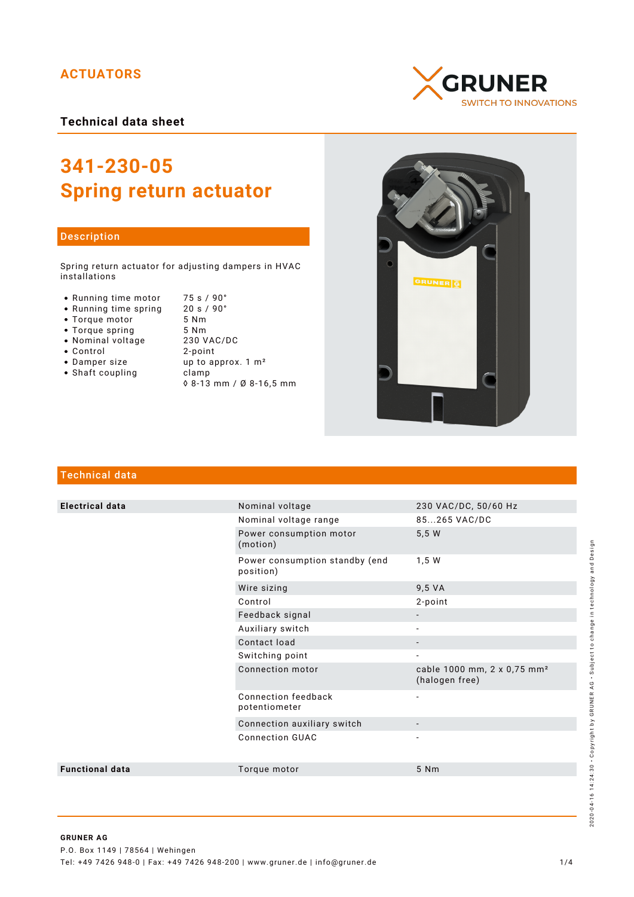ACTUATORS

GRUNER
SWITCH TO INNOVATIONS

**Technical data sheet**

# 341-230-05
# Spring return actuator

## Description

Spring return actuator for adjusting dampers in HVAC installations

| | |
|---|---|
| • Running time motor | 75 s / 90° |
| • Running time spring | 20 s / 90° |
| • Torque motor | 5 Nm |
| • Torque spring | 5 Nm |
| • Nominal voltage | 230 VAC/DC |
| • Control | 2-point |
| • Damper size | up to approx. 1 m² |
| • Shaft coupling | clamp<br>◊ 8-13 mm / Ø 8-16,5 mm |

## Technical data

| | | |
|---|---|---|
| **Electrical data** | Nominal voltage | 230 VAC/DC, 50/60 Hz |
| | Nominal voltage range | 85...265 VAC/DC |
| | Power consumption motor (motion) | 5,5 W |
| | Power consumption standby (end position) | 1,5 W |
| | Wire sizing | 9,5 VA |
| | Control | 2-point |
| | Feedback signal | - |
| | Auxiliary switch | - |
| | Contact load | - |
| | Switching point | - |
| | Connection motor | cable 1000 mm, 2 x 0,75 mm² (halogen free) |
| | Connection feedback potentiometer | - |
| | Connection auxiliary switch | - |
| | Connection GUAC | - |
| **Functional data** | Torque motor | 5 Nm |

2020-04-16 14:24:30 • Copyright by GRUNER AG • Subject to change in technology and Design

**GRUNER AG**
P.O. Box 1149 | 78564 | Wehingen
Tel: +49 7426 948-0 | Fax: +49 7426 948-200 | www.gruner.de | info@gruner.de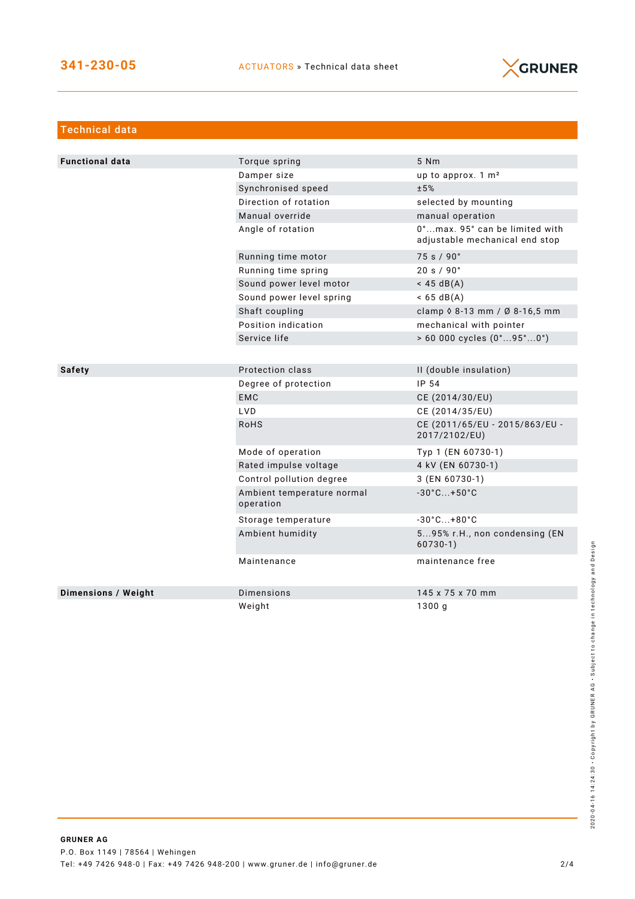## Technical data

| | | |
|---|---|---|
| **Functional data** | Torque spring | 5 Nm |
| | Damper size | up to approx. 1 m² |
| | Synchronised speed | ±5% |
| | Direction of rotation | selected by mounting |
| | Manual override | manual operation |
| | Angle of rotation | 0°...max. 95° can be limited with adjustable mechanical end stop |
| | Running time motor | 75 s / 90° |
| | Running time spring | 20 s / 90° |
| | Sound power level motor | < 45 dB(A) |
| | Sound power level spring | < 65 dB(A) |
| | Shaft coupling | clamp ◊ 8-13 mm / Ø 8-16,5 mm |
| | Position indication | mechanical with pointer |
| | Service life | > 60 000 cycles (0°...95°...0°) |
| **Safety** | Protection class | II (double insulation) |
| | Degree of protection | IP 54 |
| | EMC | CE (2014/30/EU) |
| | LVD | CE (2014/35/EU) |
| | RoHS | CE (2011/65/EU - 2015/863/EU - 2017/2102/EU) |
| | Mode of operation | Typ 1 (EN 60730-1) |
| | Rated impulse voltage | 4 kV (EN 60730-1) |
| | Control pollution degree | 3 (EN 60730-1) |
| | Ambient temperature normal operation | -30°C...+50°C |
| | Storage temperature | -30°C...+80°C |
| | Ambient humidity | 5...95% r.H., non condensing (EN 60730-1) |
| | Maintenance | maintenance free |
| **Dimensions / Weight** | Dimensions | 145 x 75 x 70 mm |
| | Weight | 1300 g |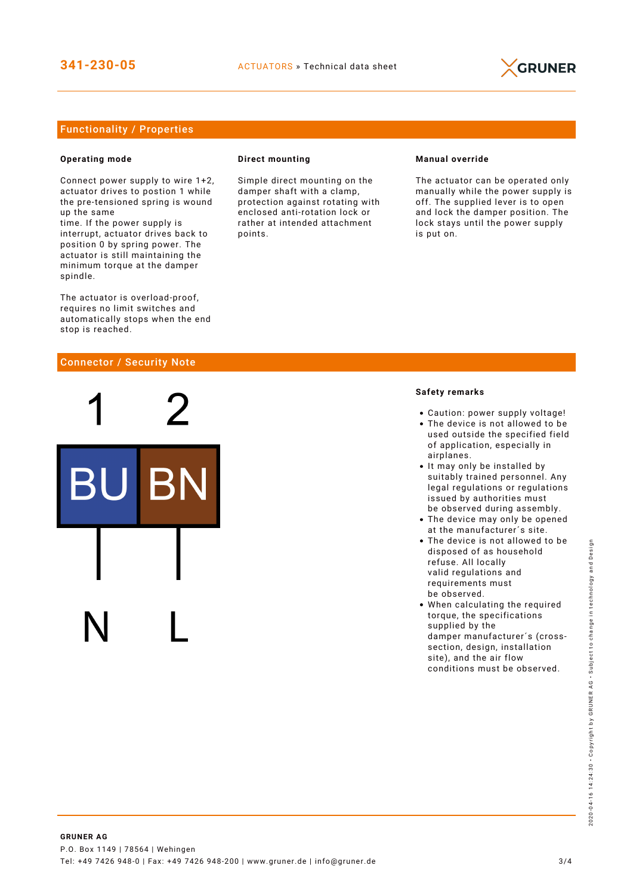## Functionality / Properties

### Operating mode

Connect power supply to wire 1+2, actuator drives to postion 1 while the pre-tensioned spring is wound up the same
time. If the power supply is interrupt, actuator drives back to position 0 by spring power. The actuator is still maintaining the minimum torque at the damper spindle.

The actuator is overload-proof, requires no limit switches and automatically stops when the end stop is reached.

### Direct mounting

Simple direct mounting on the damper shaft with a clamp, protection against rotating with enclosed anti-rotation lock or rather at intended attachment points.

### Manual override

The actuator can be operated only manually while the power supply is off. The supplied lever is to open and lock the damper position. The lock stays until the power supply is put on.

## Connector / Security Note

| 1 | 2 |
|---|---|
| BU | BN |
| N | L |

### Safety remarks

- Caution: power supply voltage!
- The device is not allowed to be used outside the specified field of application, especially in airplanes.
- It may only be installed by suitably trained personnel. Any legal regulations or regulations issued by authorities must be observed during assembly.
- The device may only be opened at the manufacturer´s site.
- The device is not allowed to be disposed of as household refuse. All locally valid regulations and requirements must be observed.
- When calculating the required torque, the specifications supplied by the damper manufacturer´s (cross-section, design, installation site), and the air flow conditions must be observed.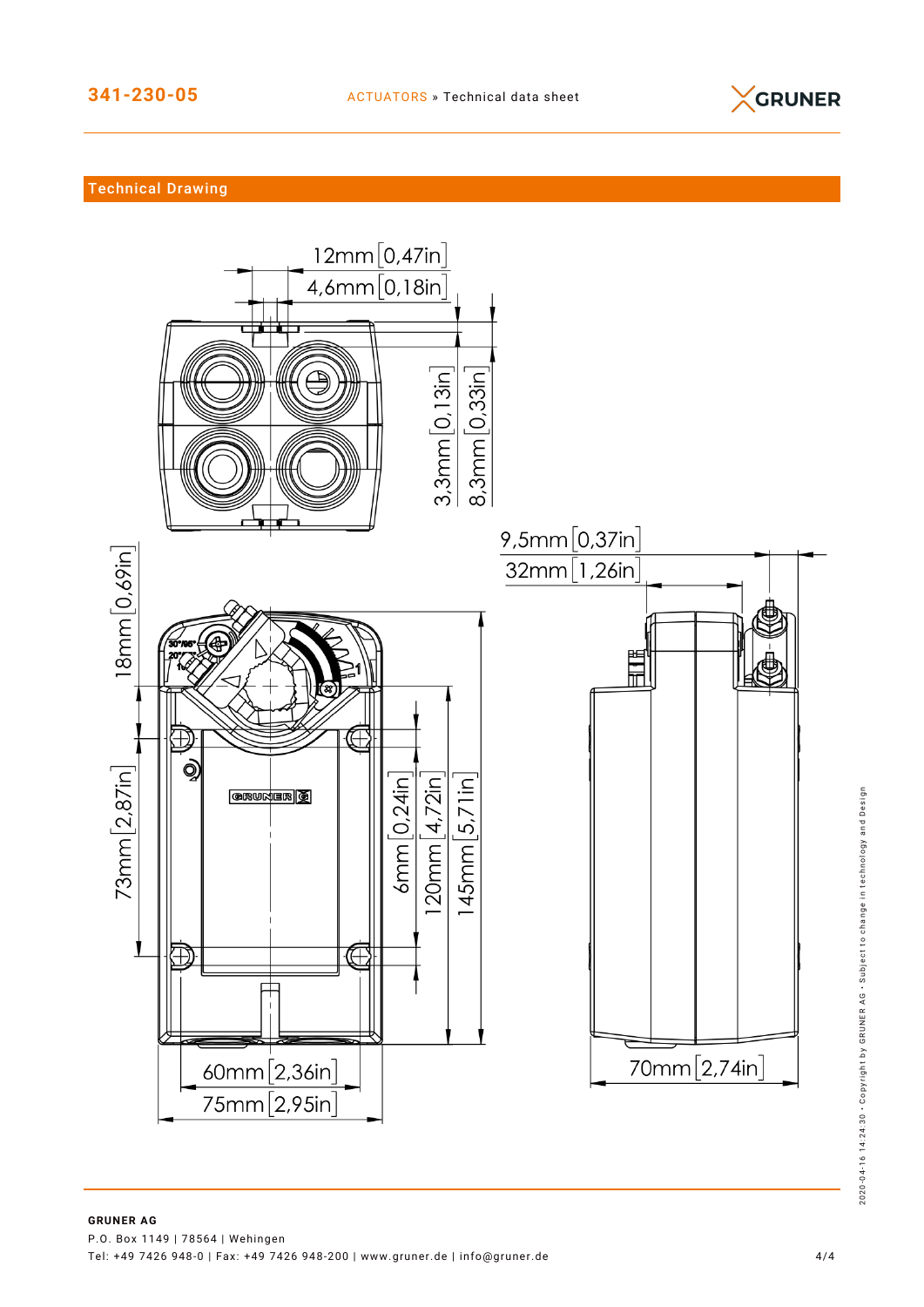## Technical Drawing

12mm [0,47in]
4,6mm [0,18in]
3,3mm [0,13in]
8,3mm [0,33in]
9,5mm [0,37in]
32mm [1,26in]
18mm [0,69in]
73mm [2,87in]
6mm [0,24in]
120mm [4,72in]
145mm [5,71in]
60mm [2,36in]
75mm [2,95in]
70mm [2,74in]

**GRUNER AG**
P.O. Box 1149 | 78564 | Wehingen
Tel: +49 7426 948-0 | Fax: +49 7426 948-200 | www.gruner.de | info@gruner.de